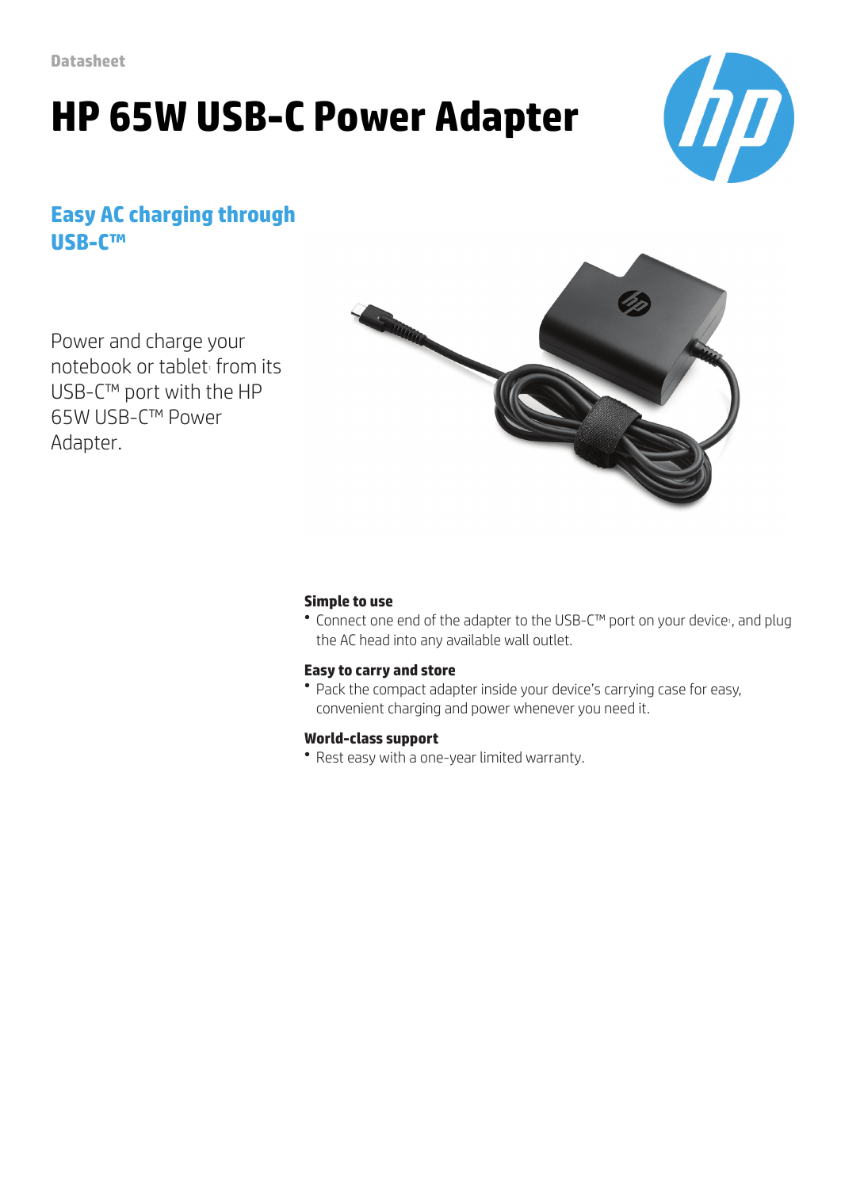Datasheet

# HP 65W USB-C Power Adapter

## Easy AC charging through USB-C™

Power and charge your notebook or tablet[1] from its USB-C™ port with the HP 65W USB-C™ Power Adapter.

### Simple to use

- Connect one end of the adapter to the USB-C™ port on your device[1], and plug the AC head into any available wall outlet.

### Easy to carry and store

- Pack the compact adapter inside your device's carrying case for easy, convenient charging and power whenever you need it.

### World-class support

- Rest easy with a one-year limited warranty.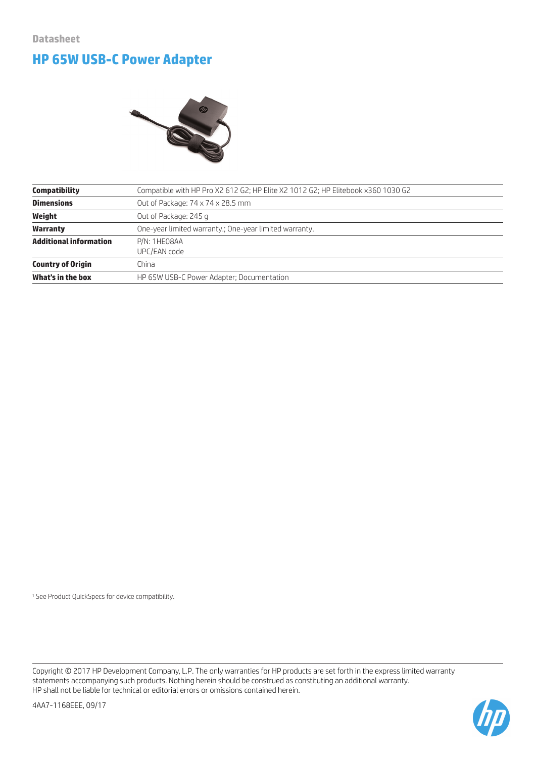Datasheet

# HP 65W USB-C Power Adapter

| | |
|---|---|
| **Compatibility** | Compatible with HP Pro X2 612 G2; HP Elite X2 1012 G2; HP Elitebook x360 1030 G2 |
| **Dimensions** | Out of Package: 74 x 74 x 28.5 mm |
| **Weight** | Out of Package: 245 g |
| **Warranty** | One-year limited warranty.; One-year limited warranty. |
| **Additional information** | P/N: 1HE08AA<br>UPC/EAN code |
| **Country of Origin** | China |
| **What's in the box** | HP 65W USB-C Power Adapter; Documentation |

[1] See Product QuickSpecs for device compatibility.

Copyright © 2017 HP Development Company, L.P. The only warranties for HP products are set forth in the express limited warranty statements accompanying such products. Nothing herein should be construed as constituting an additional warranty. HP shall not be liable for technical or editorial errors or omissions contained herein.

4AA7-1168EEE, 09/17